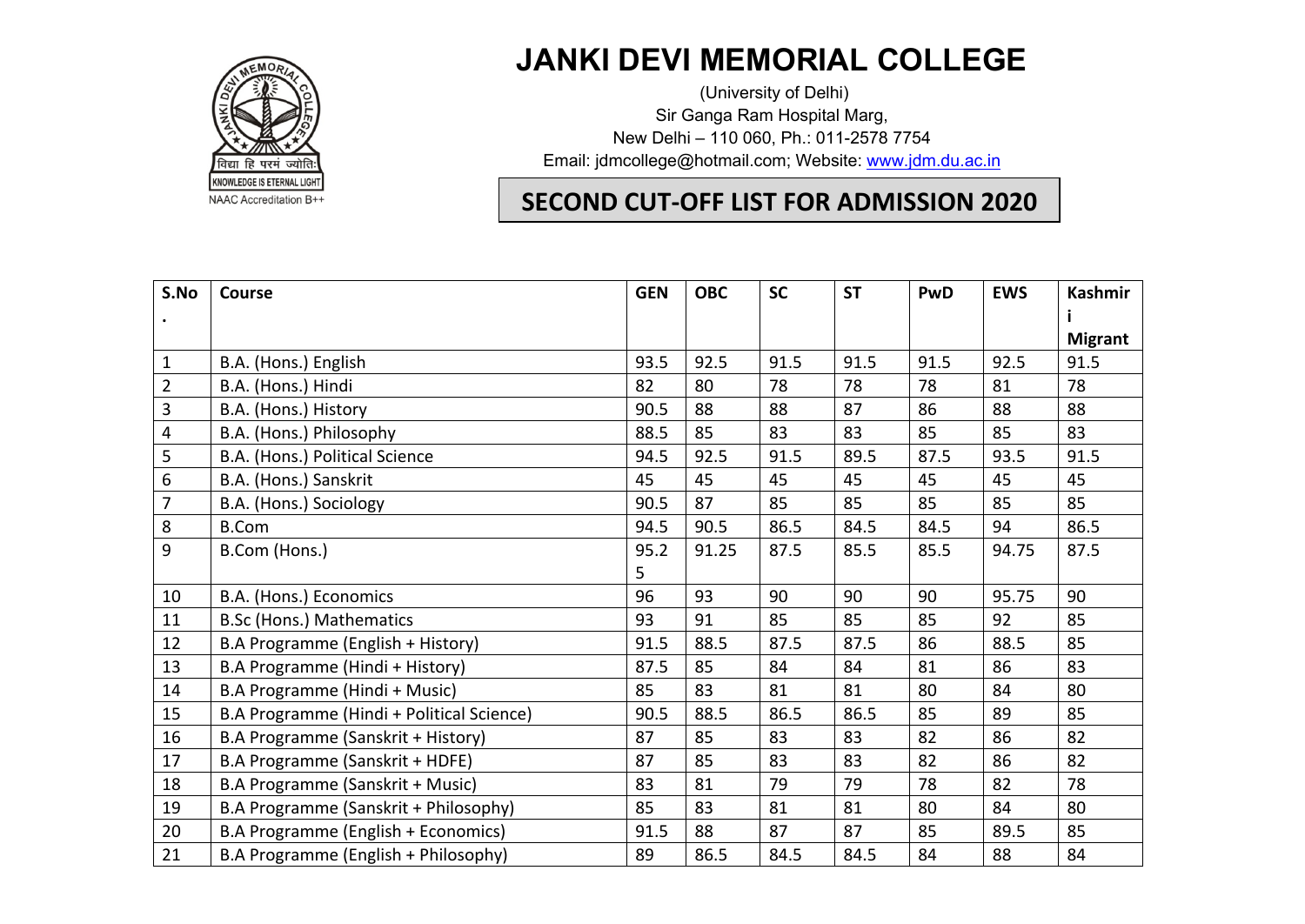# JANKI DEVI MEMORIAL COLLEGE

(University of Delhi)
Sir Ganga Ram Hospital Marg,
New Delhi – 110 060, Ph.: 011-2578 7754
Email: jdmcollege@hotmail.com; Website: www.jdm.du.ac.in

विद्या हि परमं ज्योतिः
KNOWLEDGE IS ETERNAL LIGHT
NAAC Accreditation B++

## SECOND CUT-OFF LIST FOR ADMISSION 2020

| S.No. | Course | GEN | OBC | SC | ST | PwD | EWS | Kashmiri Migrant |
|---|---|---|---|---|---|---|---|---|
| 1 | B.A. (Hons.) English | 93.5 | 92.5 | 91.5 | 91.5 | 91.5 | 92.5 | 91.5 |
| 2 | B.A. (Hons.) Hindi | 82 | 80 | 78 | 78 | 78 | 81 | 78 |
| 3 | B.A. (Hons.) History | 90.5 | 88 | 88 | 87 | 86 | 88 | 88 |
| 4 | B.A. (Hons.) Philosophy | 88.5 | 85 | 83 | 83 | 85 | 85 | 83 |
| 5 | B.A. (Hons.) Political Science | 94.5 | 92.5 | 91.5 | 89.5 | 87.5 | 93.5 | 91.5 |
| 6 | B.A. (Hons.) Sanskrit | 45 | 45 | 45 | 45 | 45 | 45 | 45 |
| 7 | B.A. (Hons.) Sociology | 90.5 | 87 | 85 | 85 | 85 | 85 | 85 |
| 8 | B.Com | 94.5 | 90.5 | 86.5 | 84.5 | 84.5 | 94 | 86.5 |
| 9 | B.Com (Hons.) | 95.25 | 91.25 | 87.5 | 85.5 | 85.5 | 94.75 | 87.5 |
| 10 | B.A. (Hons.) Economics | 96 | 93 | 90 | 90 | 90 | 95.75 | 90 |
| 11 | B.Sc (Hons.) Mathematics | 93 | 91 | 85 | 85 | 85 | 92 | 85 |
| 12 | B.A Programme (English + History) | 91.5 | 88.5 | 87.5 | 87.5 | 86 | 88.5 | 85 |
| 13 | B.A Programme (Hindi + History) | 87.5 | 85 | 84 | 84 | 81 | 86 | 83 |
| 14 | B.A Programme (Hindi + Music) | 85 | 83 | 81 | 81 | 80 | 84 | 80 |
| 15 | B.A Programme (Hindi + Political Science) | 90.5 | 88.5 | 86.5 | 86.5 | 85 | 89 | 85 |
| 16 | B.A Programme (Sanskrit + History) | 87 | 85 | 83 | 83 | 82 | 86 | 82 |
| 17 | B.A Programme (Sanskrit + HDFE) | 87 | 85 | 83 | 83 | 82 | 86 | 82 |
| 18 | B.A Programme (Sanskrit + Music) | 83 | 81 | 79 | 79 | 78 | 82 | 78 |
| 19 | B.A Programme (Sanskrit + Philosophy) | 85 | 83 | 81 | 81 | 80 | 84 | 80 |
| 20 | B.A Programme (English + Economics) | 91.5 | 88 | 87 | 87 | 85 | 89.5 | 85 |
| 21 | B.A Programme (English + Philosophy) | 89 | 86.5 | 84.5 | 84.5 | 84 | 88 | 84 |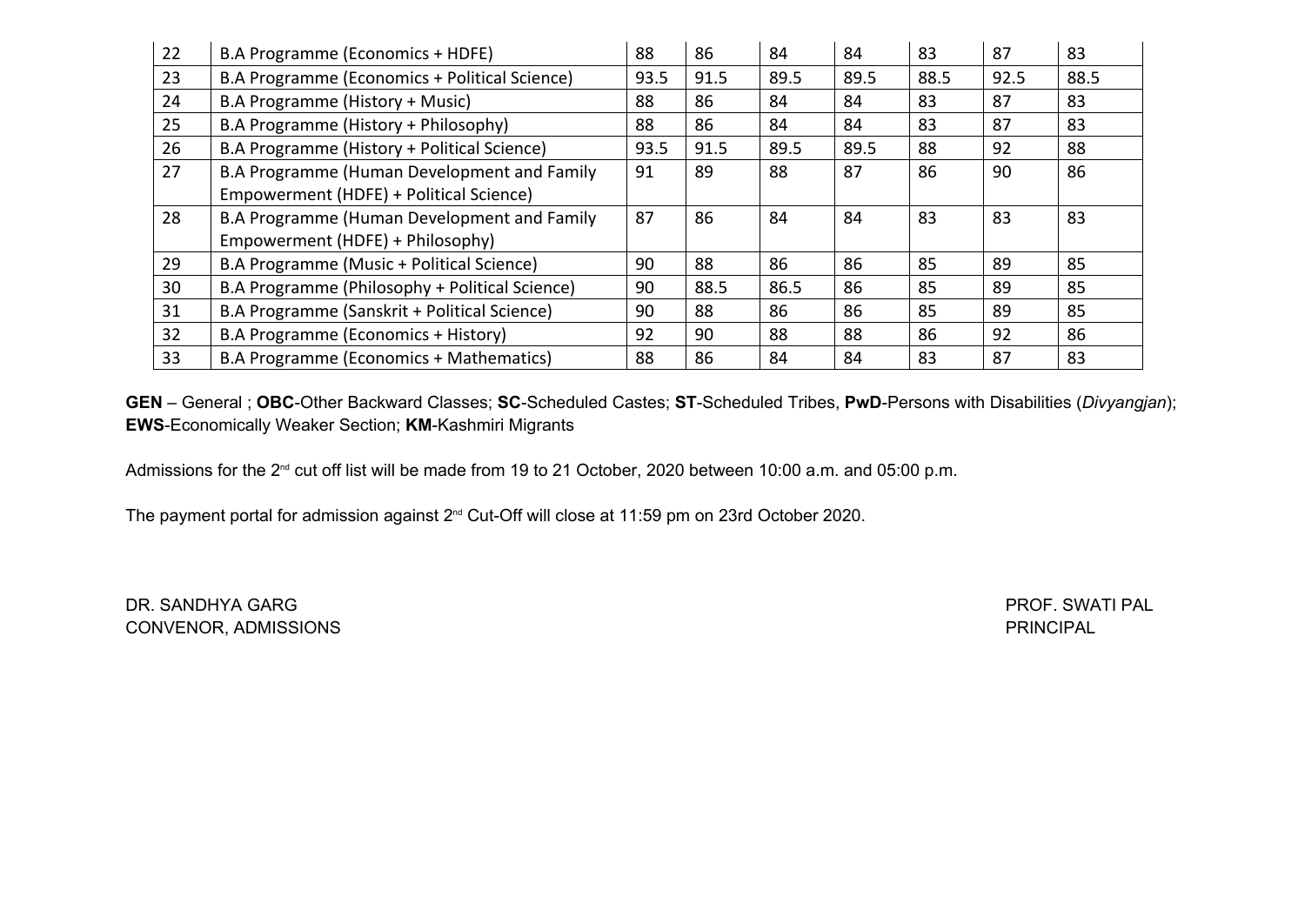| | | | | | | | | |
|---|---|---|---|---|---|---|---|---|
| 22 | B.A Programme (Economics + HDFE) | 88 | 86 | 84 | 84 | 83 | 87 | 83 |
| 23 | B.A Programme (Economics + Political Science) | 93.5 | 91.5 | 89.5 | 89.5 | 88.5 | 92.5 | 88.5 |
| 24 | B.A Programme (History + Music) | 88 | 86 | 84 | 84 | 83 | 87 | 83 |
| 25 | B.A Programme (History + Philosophy) | 88 | 86 | 84 | 84 | 83 | 87 | 83 |
| 26 | B.A Programme (History + Political Science) | 93.5 | 91.5 | 89.5 | 89.5 | 88 | 92 | 88 |
| 27 | B.A Programme (Human Development and Family Empowerment (HDFE) + Political Science) | 91 | 89 | 88 | 87 | 86 | 90 | 86 |
| 28 | B.A Programme (Human Development and Family Empowerment (HDFE) + Philosophy) | 87 | 86 | 84 | 84 | 83 | 83 | 83 |
| 29 | B.A Programme (Music + Political Science) | 90 | 88 | 86 | 86 | 85 | 89 | 85 |
| 30 | B.A Programme (Philosophy + Political Science) | 90 | 88.5 | 86.5 | 86 | 85 | 89 | 85 |
| 31 | B.A Programme (Sanskrit + Political Science) | 90 | 88 | 86 | 86 | 85 | 89 | 85 |
| 32 | B.A Programme (Economics + History) | 92 | 90 | 88 | 88 | 86 | 92 | 86 |
| 33 | B.A Programme (Economics + Mathematics) | 88 | 86 | 84 | 84 | 83 | 87 | 83 |

**GEN** – General ; **OBC**-Other Backward Classes; **SC**-Scheduled Castes; **ST**-Scheduled Tribes, **PwD**-Persons with Disabilities (*Divyangjan*); **EWS**-Economically Weaker Section; **KM**-Kashmiri Migrants

Admissions for the 2nd cut off list will be made from 19 to 21 October, 2020 between 10:00 a.m. and 05:00 p.m.

The payment portal for admission against 2nd Cut-Off will close at 11:59 pm on 23rd October 2020.

DR. SANDHYA GARG
CONVENOR, ADMISSIONS

PROF. SWATI PAL
PRINCIPAL